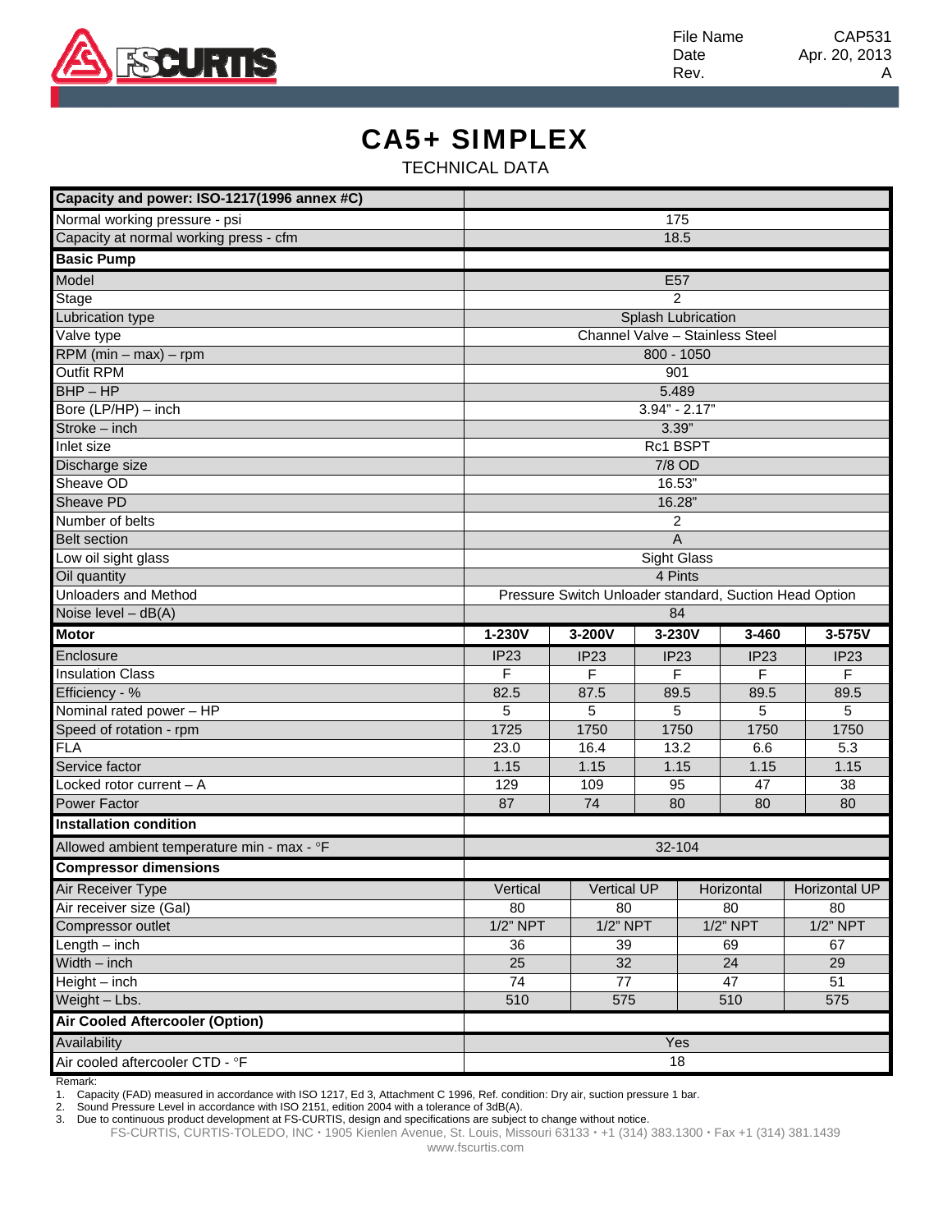File Name: CAP531
Date: Apr. 20, 2013
Rev.: A

# CA5+ SIMPLEX

TECHNICAL DATA

| **Capacity and power: ISO-1217(1996 annex #C)** | | | | | |
|---|---|---|---|---|---|
| Normal working pressure - psi | 175 | | | | |
| Capacity at normal working press - cfm | 18.5 | | | | |
| **Basic Pump** | | | | | |
| Model | E57 | | | | |
| Stage | 2 | | | | |
| Lubrication type | Splash Lubrication | | | | |
| Valve type | Channel Valve – Stainless Steel | | | | |
| RPM (min – max) – rpm | 800 - 1050 | | | | |
| Outfit RPM | 901 | | | | |
| BHP – HP | 5.489 | | | | |
| Bore (LP/HP) – inch | 3.94" - 2.17" | | | | |
| Stroke – inch | 3.39" | | | | |
| Inlet size | Rc1 BSPT | | | | |
| Discharge size | 7/8 OD | | | | |
| Sheave OD | 16.53" | | | | |
| Sheave PD | 16.28" | | | | |
| Number of belts | 2 | | | | |
| Belt section | A | | | | |
| Low oil sight glass | Sight Glass | | | | |
| Oil quantity | 4 Pints | | | | |
| Unloaders and Method | Pressure Switch Unloader standard, Suction Head Option | | | | |
| Noise level – dB(A) | 84 | | | | |
| **Motor** | **1-230V** | **3-200V** | **3-230V** | **3-460** | **3-575V** |
| Enclosure | IP23 | IP23 | IP23 | IP23 | IP23 |
| Insulation Class | F | F | F | F | F |
| Efficiency - % | 82.5 | 87.5 | 89.5 | 89.5 | 89.5 |
| Nominal rated power – HP | 5 | 5 | 5 | 5 | 5 |
| Speed of rotation - rpm | 1725 | 1750 | 1750 | 1750 | 1750 |
| FLA | 23.0 | 16.4 | 13.2 | 6.6 | 5.3 |
| Service factor | 1.15 | 1.15 | 1.15 | 1.15 | 1.15 |
| Locked rotor current – A | 129 | 109 | 95 | 47 | 38 |
| Power Factor | 87 | 74 | 80 | 80 | 80 |
| **Installation condition** | | | | | |
| Allowed ambient temperature min - max - °F | 32-104 | | | | |

| **Compressor dimensions** | | | | |
|---|---|---|---|---|
| Air Receiver Type | Vertical | Vertical UP | Horizontal | Horizontal UP |
| Air receiver size (Gal) | 80 | 80 | 80 | 80 |
| Compressor outlet | 1/2" NPT | 1/2" NPT | 1/2" NPT | 1/2" NPT |
| Length – inch | 36 | 39 | 69 | 67 |
| Width – inch | 25 | 32 | 24 | 29 |
| Height – inch | 74 | 77 | 47 | 51 |
| Weight – Lbs. | 510 | 575 | 510 | 575 |
| **Air Cooled Aftercooler (Option)** | | | | |
| Availability | Yes | | | |
| Air cooled aftercooler CTD - °F | 18 | | | |

Remark:

1. Capacity (FAD) measured in accordance with ISO 1217, Ed 3, Attachment C 1996, Ref. condition: Dry air, suction pressure 1 bar.
2. Sound Pressure Level in accordance with ISO 2151, edition 2004 with a tolerance of 3dB(A).
3. Due to continuous product development at FS-CURTIS, design and specifications are subject to change without notice.

FS-CURTIS, CURTIS-TOLEDO, INC • 1905 Kienlen Avenue, St. Louis, Missouri 63133 • +1 (314) 383.1300 • Fax +1 (314) 381.1439
www.fscurtis.com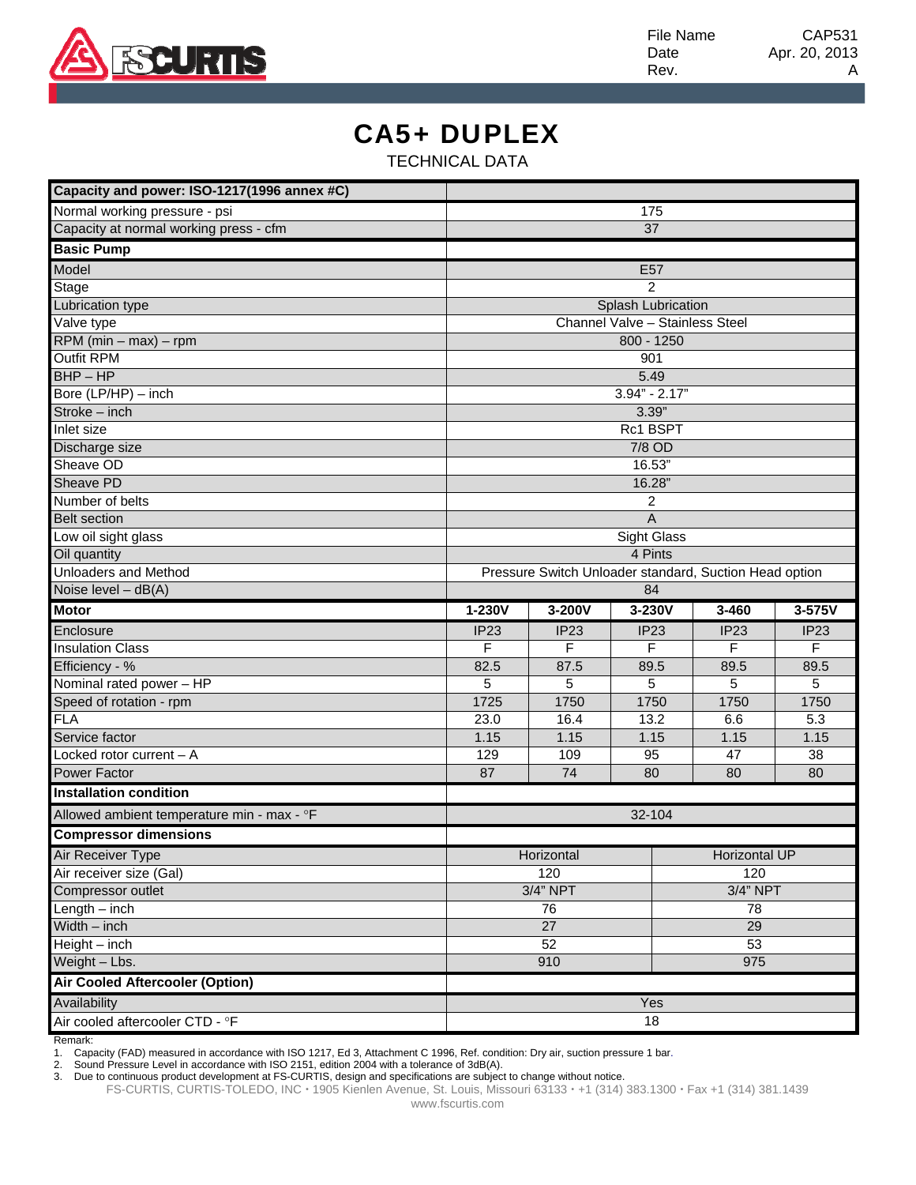| | | | | | |
|---|---|---|---|---|---|
| File Name | CAP531 | | | | |
| Date | Apr. 20, 2013 | | | | |
| Rev. | A | | | | |

# CA5+ DUPLEX

TECHNICAL DATA

| **Capacity and power: ISO-1217(1996 annex #C)** | | | | | |
|---|---|---|---|---|---|
| Normal working pressure - psi | 175 | | | | |
| Capacity at normal working press - cfm | 37 | | | | |
| **Basic Pump** | | | | | |
| Model | E57 | | | | |
| Stage | 2 | | | | |
| Lubrication type | Splash Lubrication | | | | |
| Valve type | Channel Valve – Stainless Steel | | | | |
| RPM (min – max) – rpm | 800 - 1250 | | | | |
| Outfit RPM | 901 | | | | |
| BHP – HP | 5.49 | | | | |
| Bore (LP/HP) – inch | 3.94" - 2.17" | | | | |
| Stroke – inch | 3.39" | | | | |
| Inlet size | Rc1 BSPT | | | | |
| Discharge size | 7/8 OD | | | | |
| Sheave OD | 16.53" | | | | |
| Sheave PD | 16.28" | | | | |
| Number of belts | 2 | | | | |
| Belt section | A | | | | |
| Low oil sight glass | Sight Glass | | | | |
| Oil quantity | 4 Pints | | | | |
| Unloaders and Method | Pressure Switch Unloader standard, Suction Head option | | | | |
| Noise level – dB(A) | 84 | | | | |
| **Motor** | **1-230V** | **3-200V** | **3-230V** | **3-460** | **3-575V** |
| Enclosure | IP23 | IP23 | IP23 | IP23 | IP23 |
| Insulation Class | F | F | F | F | F |
| Efficiency - % | 82.5 | 87.5 | 89.5 | 89.5 | 89.5 |
| Nominal rated power – HP | 5 | 5 | 5 | 5 | 5 |
| Speed of rotation - rpm | 1725 | 1750 | 1750 | 1750 | 1750 |
| FLA | 23.0 | 16.4 | 13.2 | 6.6 | 5.3 |
| Service factor | 1.15 | 1.15 | 1.15 | 1.15 | 1.15 |
| Locked rotor current – A | 129 | 109 | 95 | 47 | 38 |
| Power Factor | 87 | 74 | 80 | 80 | 80 |
| **Installation condition** | | | | | |
| Allowed ambient temperature min - max - °F | 32-104 | | | | |
| **Compressor dimensions** | | | | | |
| Air Receiver Type | Horizontal | | | Horizontal UP | |
| Air receiver size (Gal) | 120 | | | 120 | |
| Compressor outlet | 3/4" NPT | | | 3/4" NPT | |
| Length – inch | 76 | | | 78 | |
| Width – inch | 27 | | | 29 | |
| Height – inch | 52 | | | 53 | |
| Weight – Lbs. | 910 | | | 975 | |
| **Air Cooled Aftercooler (Option)** | | | | | |
| Availability | Yes | | | | |
| Air cooled aftercooler CTD - °F | 18 | | | | |

Remark:
1. Capacity (FAD) measured in accordance with ISO 1217, Ed 3, Attachment C 1996, Ref. condition: Dry air, suction pressure 1 bar.
2. Sound Pressure Level in accordance with ISO 2151, edition 2004 with a tolerance of 3dB(A).
3. Due to continuous product development at FS-CURTIS, design and specifications are subject to change without notice.

FS-CURTIS, CURTIS-TOLEDO, INC • 1905 Kienlen Avenue, St. Louis, Missouri 63133 • +1 (314) 383.1300 • Fax +1 (314) 381.1439
www.fscurtis.com